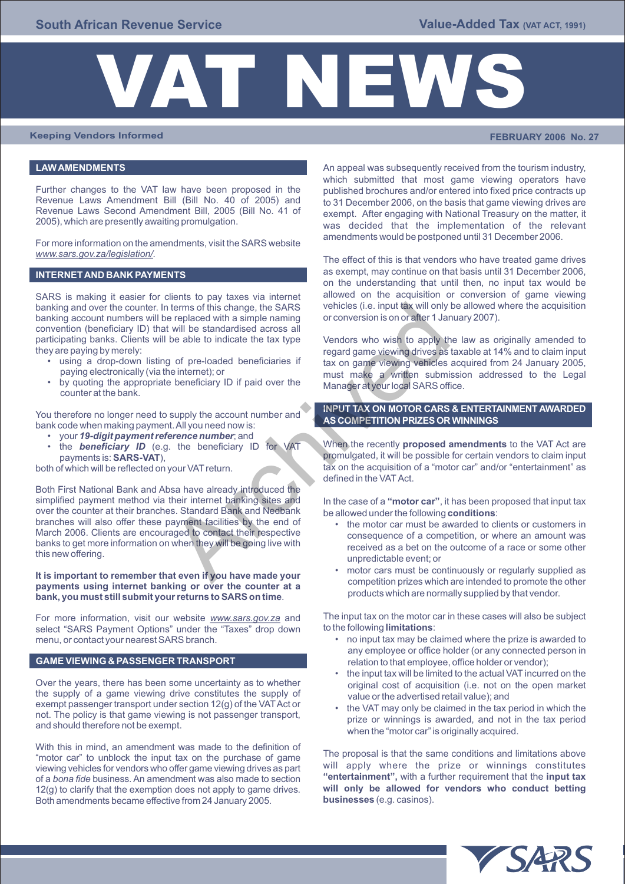South African Revenue Service

Value-Added Tax (VAT ACT, 1991)

# VAT NEWS

**Keeping Vendors Informed**

**FEBRUARY 2006 No. 27**

## LAW AMENDMENTS

Further changes to the VAT law have been proposed in the Revenue Laws Amendment Bill (Bill No. 40 of 2005) and Revenue Laws Second Amendment Bill, 2005 (Bill No. 41 of 2005), which are presently awaiting promulgation.

For more information on the amendments, visit the SARS website *www.sars.gov.za/legislation/*.

## INTERNET AND BANK PAYMENTS

SARS is making it easier for clients to pay taxes via internet banking and over the counter. In terms of this change, the SARS banking account numbers will be replaced with a simple naming convention (beneficiary ID) that will be standardised across all participating banks. Clients will be able to indicate the tax type they are paying by merely:

- using a drop-down listing of pre-loaded beneficiaries if paying electronically (via the internet); or
- by quoting the appropriate beneficiary ID if paid over the counter at the bank.

You therefore no longer need to supply the account number and bank code when making payment. All you need now is:

- your ***19-digit payment reference number***; and
- the ***beneficiary ID*** (e.g. the beneficiary ID for VAT payments is: **SARS-VAT**),

both of which will be reflected on your VAT return.

Both First National Bank and Absa have already introduced the simplified payment method via their internet banking sites and over the counter at their branches. Standard Bank and Nedbank branches will also offer these payment facilities by the end of March 2006. Clients are encouraged to contact their respective banks to get more information on when they will be going live with this new offering.

**It is important to remember that even if you have made your payments using internet banking or over the counter at a bank, you must still submit your returns to SARS on time**.

For more information, visit our website *www.sars.gov.za* and select "SARS Payment Options" under the "Taxes" drop down menu, or contact your nearest SARS branch.

## GAME VIEWING & PASSENGER TRANSPORT

Over the years, there has been some uncertainty as to whether the supply of a game viewing drive constitutes the supply of exempt passenger transport under section 12(g) of the VAT Act or not. The policy is that game viewing is not passenger transport, and should therefore not be exempt.

With this in mind, an amendment was made to the definition of "motor car" to unblock the input tax on the purchase of game viewing vehicles for vendors who offer game viewing drives as part of a *bona fide* business. An amendment was also made to section 12(g) to clarify that the exemption does not apply to game drives. Both amendments became effective from 24 January 2005.

An appeal was subsequently received from the tourism industry, which submitted that most game viewing operators have published brochures and/or entered into fixed price contracts up to 31 December 2006, on the basis that game viewing drives are exempt. After engaging with National Treasury on the matter, it was decided that the implementation of the relevant amendments would be postponed until 31 December 2006.

The effect of this is that vendors who have treated game drives as exempt, may continue on that basis until 31 December 2006, on the understanding that until then, no input tax would be allowed on the acquisition or conversion of game viewing vehicles (i.e. input tax will only be allowed where the acquisition or conversion is on or after 1 January 2007).

Vendors who wish to apply the law as originally amended to regard game viewing drives as taxable at 14% and to claim input tax on game viewing vehicles acquired from 24 January 2005, must make a written submission addressed to the Legal Manager at your local SARS office.

## INPUT TAX ON MOTOR CARS & ENTERTAINMENT AWARDED AS COMPETITION PRIZES OR WINNINGS

When the recently **proposed amendments** to the VAT Act are promulgated, it will be possible for certain vendors to claim input tax on the acquisition of a "motor car" and/or "entertainment" as defined in the VAT Act.

In the case of a **"motor car"**, it has been proposed that input tax be allowed under the following **conditions**:

- the motor car must be awarded to clients or customers in consequence of a competition, or where an amount was received as a bet on the outcome of a race or some other unpredictable event; or
- motor cars must be continuously or regularly supplied as competition prizes which are intended to promote the other products which are normally supplied by that vendor.

The input tax on the motor car in these cases will also be subject to the following **limitations**:

- no input tax may be claimed where the prize is awarded to any employee or office holder (or any connected person in relation to that employee, office holder or vendor);
- the input tax will be limited to the actual VAT incurred on the original cost of acquisition (i.e. not on the open market value or the advertised retail value); and
- the VAT may only be claimed in the tax period in which the prize or winnings is awarded, and not in the tax period when the "motor car" is originally acquired.

The proposal is that the same conditions and limitations above will apply where the prize or winnings constitutes **"entertainment",** with a further requirement that the **input tax will only be allowed for vendors who conduct betting businesses** (e.g. casinos).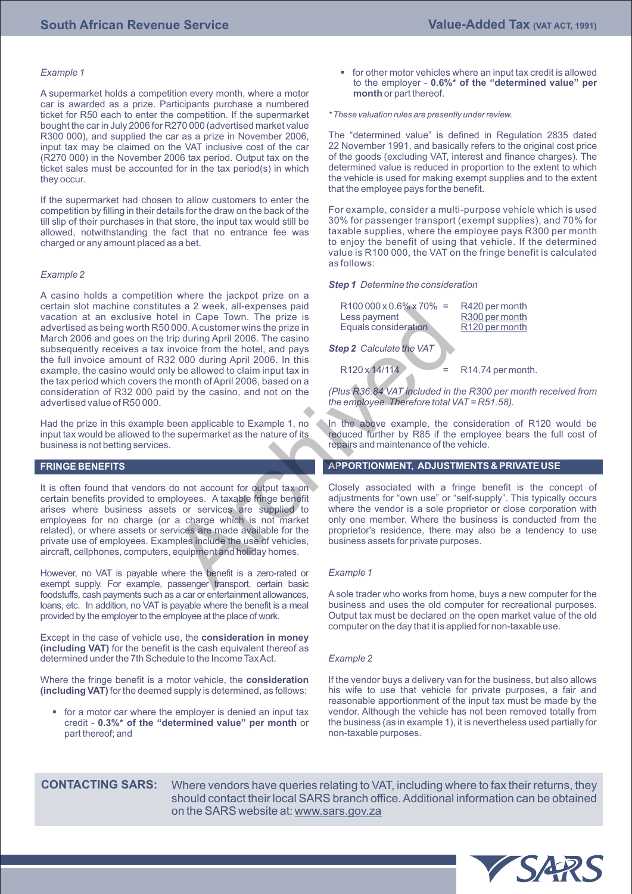*Example 1*

A supermarket holds a competition every month, where a motor car is awarded as a prize. Participants purchase a numbered ticket for R50 each to enter the competition. If the supermarket bought the car in July 2006 for R270 000 (advertised market value R300 000), and supplied the car as a prize in November 2006, input tax may be claimed on the VAT inclusive cost of the car (R270 000) in the November 2006 tax period. Output tax on the ticket sales must be accounted for in the tax period(s) in which they occur.

If the supermarket had chosen to allow customers to enter the competition by filling in their details for the draw on the back of the till slip of their purchases in that store, the input tax would still be allowed, notwithstanding the fact that no entrance fee was charged or any amount placed as a bet.

*Example 2*

A casino holds a competition where the jackpot prize on a certain slot machine constitutes a 2 week, all-expenses paid vacation at an exclusive hotel in Cape Town. The prize is advertised as being worth R50 000. A customer wins the prize in March 2006 and goes on the trip during April 2006. The casino subsequently receives a tax invoice from the hotel, and pays the full invoice amount of R32 000 during April 2006. In this example, the casino would only be allowed to claim input tax in the tax period which covers the month of April 2006, based on a consideration of R32 000 paid by the casino, and not on the advertised value of R50 000.

Had the prize in this example been applicable to Example 1, no input tax would be allowed to the supermarket as the nature of its business is not betting services.

## FRINGE BENEFITS

It is often found that vendors do not account for output tax on certain benefits provided to employees. A taxable fringe benefit arises where business assets or services are supplied to employees for no charge (or a charge which is not market related), or where assets or services are made available for the private use of employees. Examples include the use of vehicles, aircraft, cellphones, computers, equipment and holiday homes.

However, no VAT is payable where the benefit is a zero-rated or exempt supply. For example, passenger transport, certain basic foodstuffs, cash payments such as a car or entertainment allowances, loans, etc. In addition, no VAT is payable where the benefit is a meal provided by the employer to the employee at the place of work.

Except in the case of vehicle use, the **consideration in money (including VAT)** for the benefit is the cash equivalent thereof as determined under the 7th Schedule to the Income Tax Act.

Where the fringe benefit is a motor vehicle, the **consideration (including VAT)** for the deemed supply is determined, as follows:

- for a motor car where the employer is denied an input tax credit - **0.3%\* of the "determined value" per month** or part thereof; and
- for other motor vehicles where an input tax credit is allowed to the employer - **0.6%\* of the "determined value" per month** or part thereof.

*\* These valuation rules are presently under review.*

The "determined value" is defined in Regulation 2835 dated 22 November 1991, and basically refers to the original cost price of the goods (excluding VAT, interest and finance charges). The determined value is reduced in proportion to the extent to which the vehicle is used for making exempt supplies and to the extent that the employee pays for the benefit.

For example, consider a multi-purpose vehicle which is used 30% for passenger transport (exempt supplies), and 70% for taxable supplies, where the employee pays R300 per month to enjoy the benefit of using that vehicle. If the determined value is R100 000, the VAT on the fringe benefit is calculated as follows:

***Step 1*** *Determine the consideration*

| | |
|---|---|
| R100 000 x 0.6% x 70% = | R420 per month |
| Less payment | R300 per month |
| Equals consideration | R120 per month |

***Step 2*** *Calculate the VAT*

R120 x 14/114 = R14.74 per month.

*(Plus R36.84 VAT included in the R300 per month received from the employee. Therefore total VAT = R51.58).*

In the above example, the consideration of R120 would be reduced further by R85 if the employee bears the full cost of repairs and maintenance of the vehicle.

## APPORTIONMENT, ADJUSTMENTS & PRIVATE USE

Closely associated with a fringe benefit is the concept of adjustments for "own use" or "self-supply". This typically occurs where the vendor is a sole proprietor or close corporation with only one member. Where the business is conducted from the proprietor's residence, there may also be a tendency to use business assets for private purposes.

*Example 1*

A sole trader who works from home, buys a new computer for the business and uses the old computer for recreational purposes. Output tax must be declared on the open market value of the old computer on the day that it is applied for non-taxable use.

*Example 2*

If the vendor buys a delivery van for the business, but also allows his wife to use that vehicle for private purposes, a fair and reasonable apportionment of the input tax must be made by the vendor. Although the vehicle has not been removed totally from the business (as in example 1), it is nevertheless used partially for non-taxable purposes.

**CONTACTING SARS:** Where vendors have queries relating to VAT, including where to fax their returns, they should contact their local SARS branch office. Additional information can be obtained on the SARS website at: www.sars.gov.za